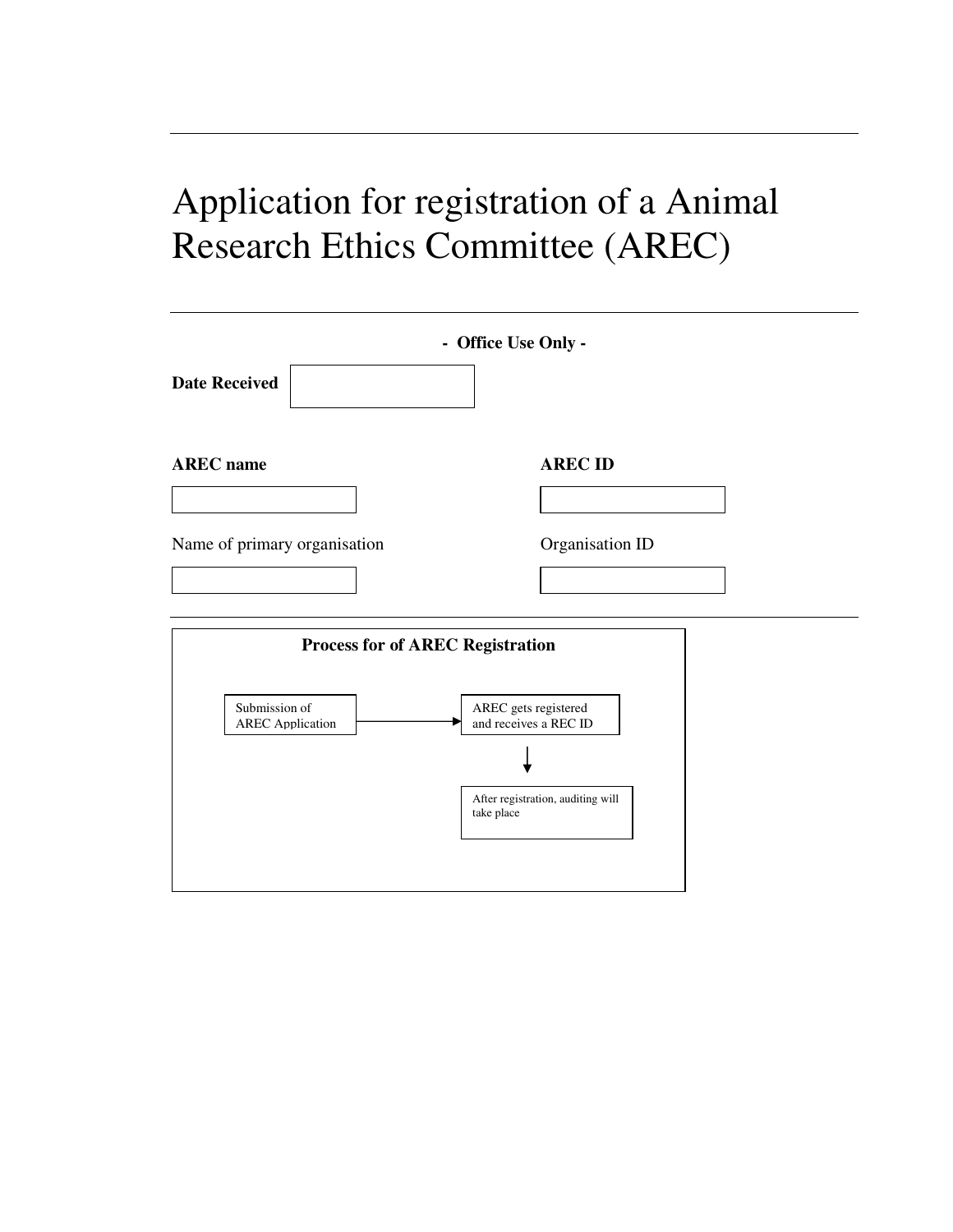# Application for registration of a Animal Research Ethics Committee (AREC)

---

**- Office Use Only -**

**Date Received**

**AREC name**

**AREC ID**

Name of primary organisation

Organisation ID

---

**Process for of AREC Registration**

Submission of AREC Application → AREC gets registered and receives a REC ID → After registration, auditing will take place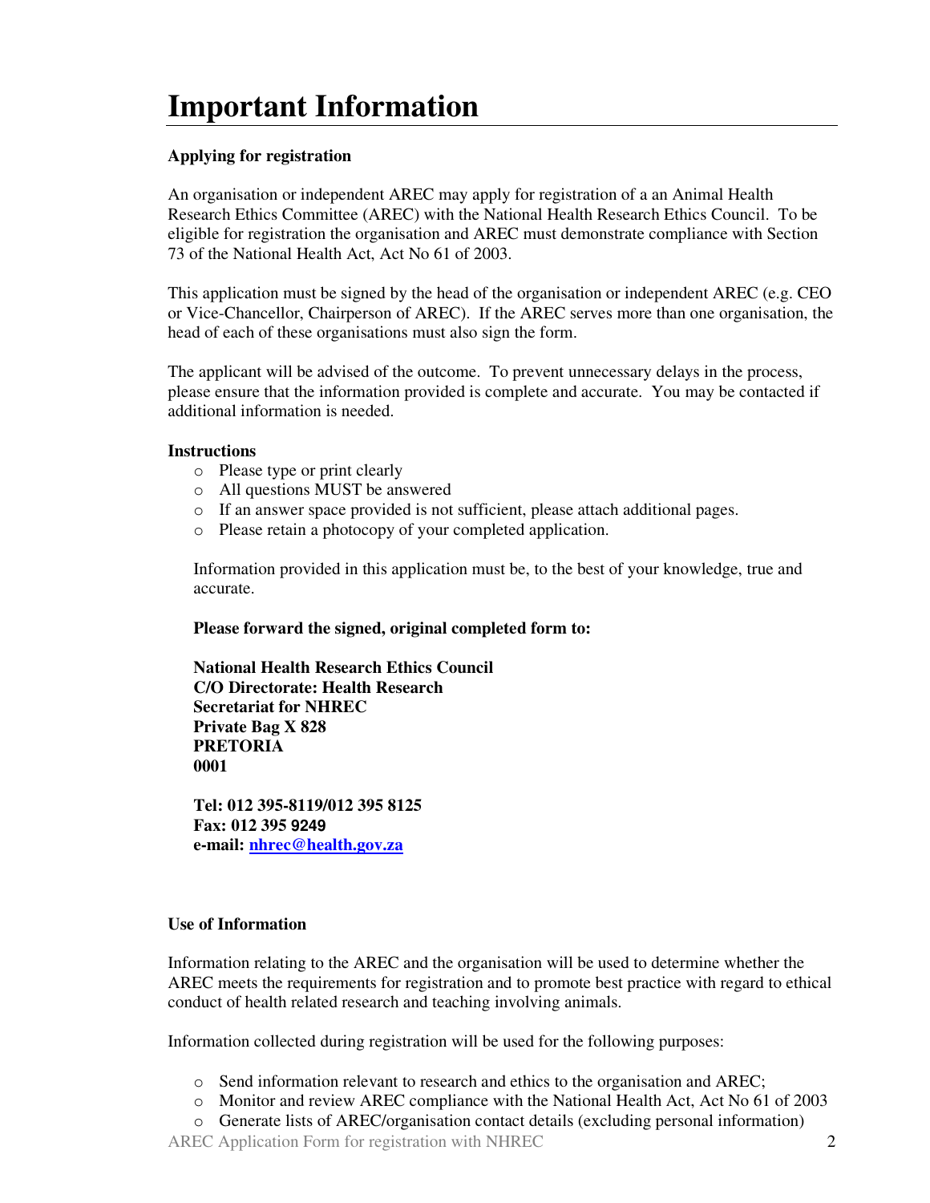# Important Information

**Applying for registration**

An organisation or independent AREC may apply for registration of a an Animal Health Research Ethics Committee (AREC) with the National Health Research Ethics Council. To be eligible for registration the organisation and AREC must demonstrate compliance with Section 73 of the National Health Act, Act No 61 of 2003.

This application must be signed by the head of the organisation or independent AREC (e.g. CEO or Vice-Chancellor, Chairperson of AREC). If the AREC serves more than one organisation, the head of each of these organisations must also sign the form.

The applicant will be advised of the outcome. To prevent unnecessary delays in the process, please ensure that the information provided is complete and accurate. You may be contacted if additional information is needed.

**Instructions**

- Please type or print clearly
- All questions MUST be answered
- If an answer space provided is not sufficient, please attach additional pages.
- Please retain a photocopy of your completed application.

Information provided in this application must be, to the best of your knowledge, true and accurate.

**Please forward the signed, original completed form to:**

**National Health Research Ethics Council**
**C/O Directorate: Health Research**
**Secretariat for NHREC**
**Private Bag X 828**
**PRETORIA**
**0001**

**Tel: 012 395-8119/012 395 8125**
**Fax: 012 395 9249**
**e-mail: nhrec@health.gov.za**

**Use of Information**

Information relating to the AREC and the organisation will be used to determine whether the AREC meets the requirements for registration and to promote best practice with regard to ethical conduct of health related research and teaching involving animals.

Information collected during registration will be used for the following purposes:

- Send information relevant to research and ethics to the organisation and AREC;
- Monitor and review AREC compliance with the National Health Act, Act No 61 of 2003
- Generate lists of AREC/organisation contact details (excluding personal information)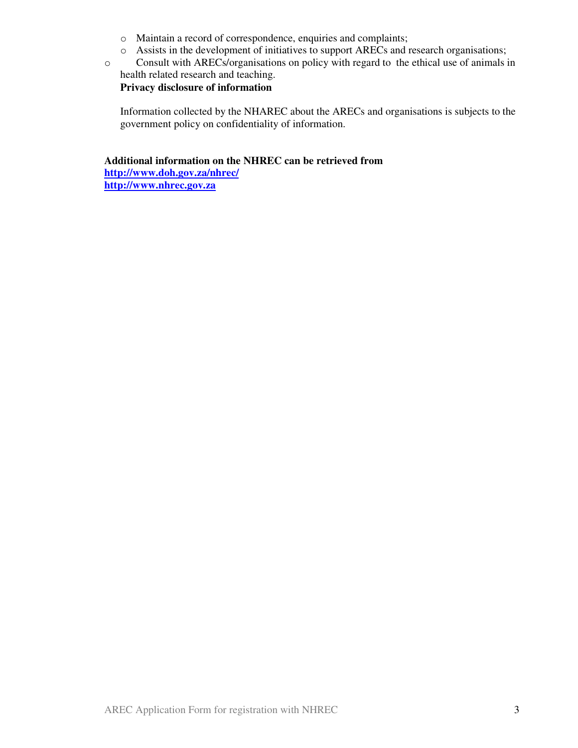- Maintain a record of correspondence, enquiries and complaints;
- Assists in the development of initiatives to support ARECs and research organisations;
- Consult with ARECs/organisations on policy with regard to the ethical use of animals in health related research and teaching.

**Privacy disclosure of information**

Information collected by the NHAREC about the ARECs and organisations is subjects to the government policy on confidentiality of information.

**Additional information on the NHREC can be retrieved from**
**http://www.doh.gov.za/nhrec/**
**http://www.nhrec.gov.za**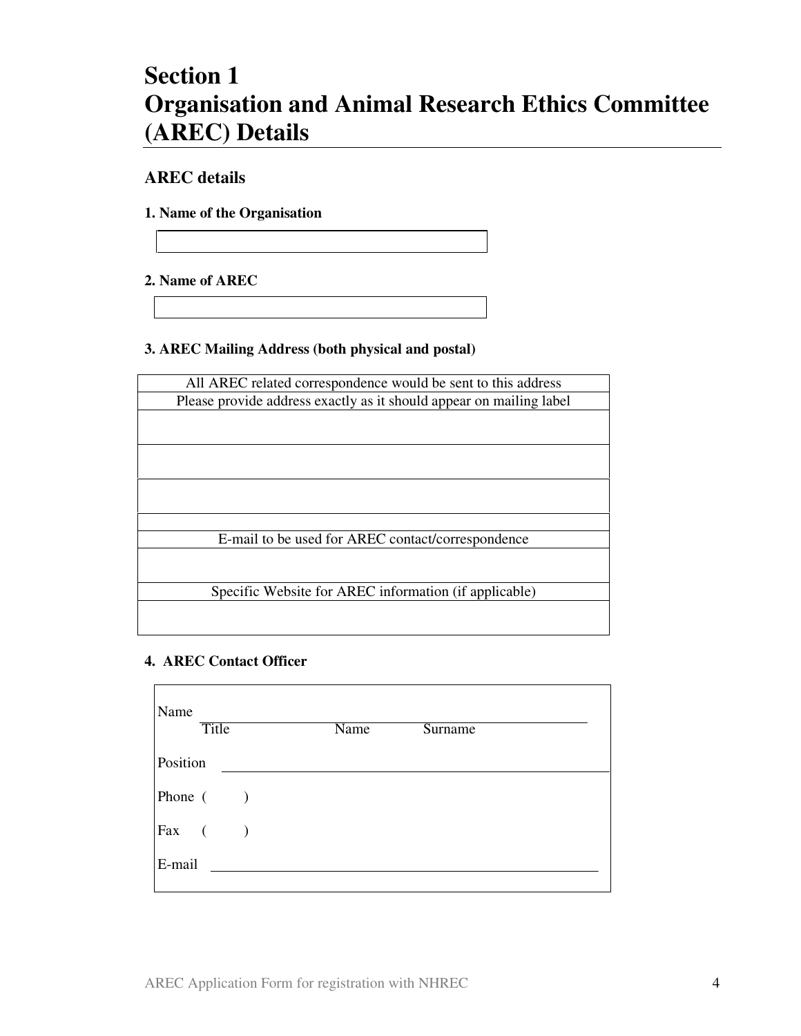# Section 1
# Organisation and Animal Research Ethics Committee (AREC) Details

## AREC details

**1. Name of the Organisation**

| |
|---|
| |

**2. Name of AREC**

| |
|---|
| |

**3. AREC Mailing Address (both physical and postal)**

| All AREC related correspondence would be sent to this address |
|---|
| Please provide address exactly as it should appear on mailing label |
| |
| |
| |
| |
| E-mail to be used for AREC contact/correspondence |
| |
| Specific Website for AREC information (if applicable) |
| |

**4. AREC Contact Officer**

Name ______________________________________________
Title Name Surname

Position ___________________________________________

Phone ( )

Fax ( )

E-mail _____________________________________________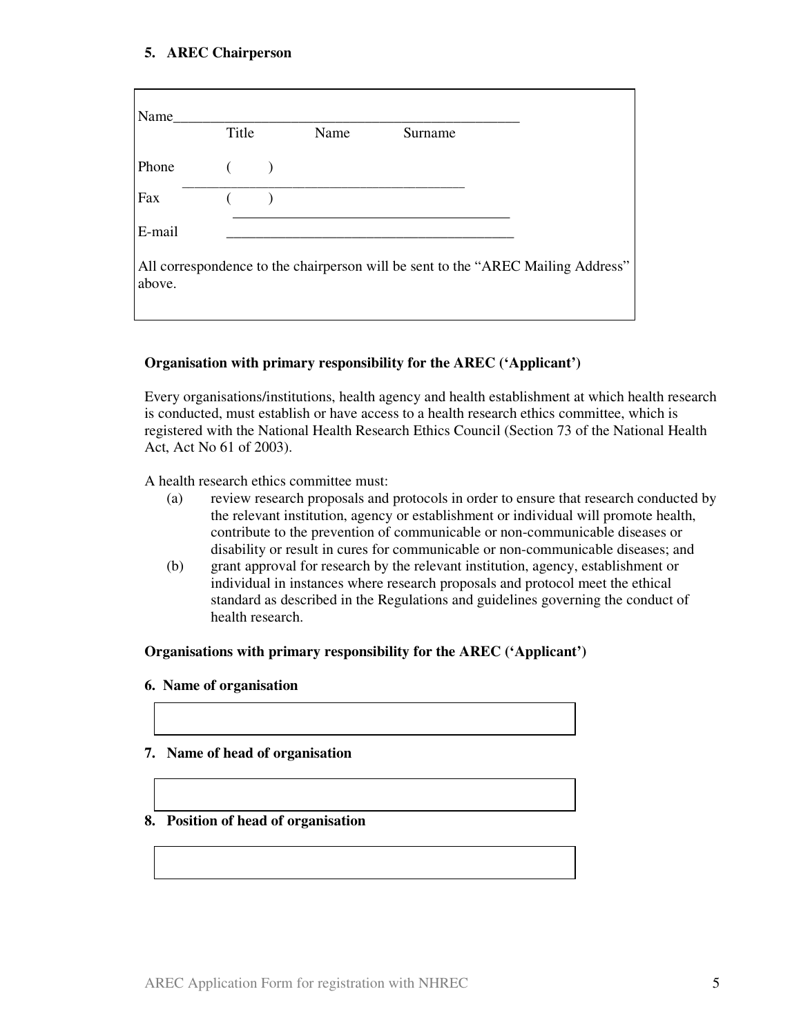**5. AREC Chairperson**

Name________________________________________________
Title Name Surname

Phone ( )
________________________________________

Fax ( )
________________________________________

E-mail ________________________________________

All correspondence to the chairperson will be sent to the "AREC Mailing Address" above.

**Organisation with primary responsibility for the AREC ('Applicant')**

Every organisations/institutions, health agency and health establishment at which health research is conducted, must establish or have access to a health research ethics committee, which is registered with the National Health Research Ethics Council (Section 73 of the National Health Act, Act No 61 of 2003).

A health research ethics committee must:

(a) review research proposals and protocols in order to ensure that research conducted by the relevant institution, agency or establishment or individual will promote health, contribute to the prevention of communicable or non-communicable diseases or disability or result in cures for communicable or non-communicable diseases; and

(b) grant approval for research by the relevant institution, agency, establishment or individual in instances where research proposals and protocol meet the ethical standard as described in the Regulations and guidelines governing the conduct of health research.

**Organisations with primary responsibility for the AREC ('Applicant')**

**6. Name of organisation**

| |
|---|
| |

**7. Name of head of organisation**

| |
|---|
| |

**8. Position of head of organisation**

| |
|---|
| |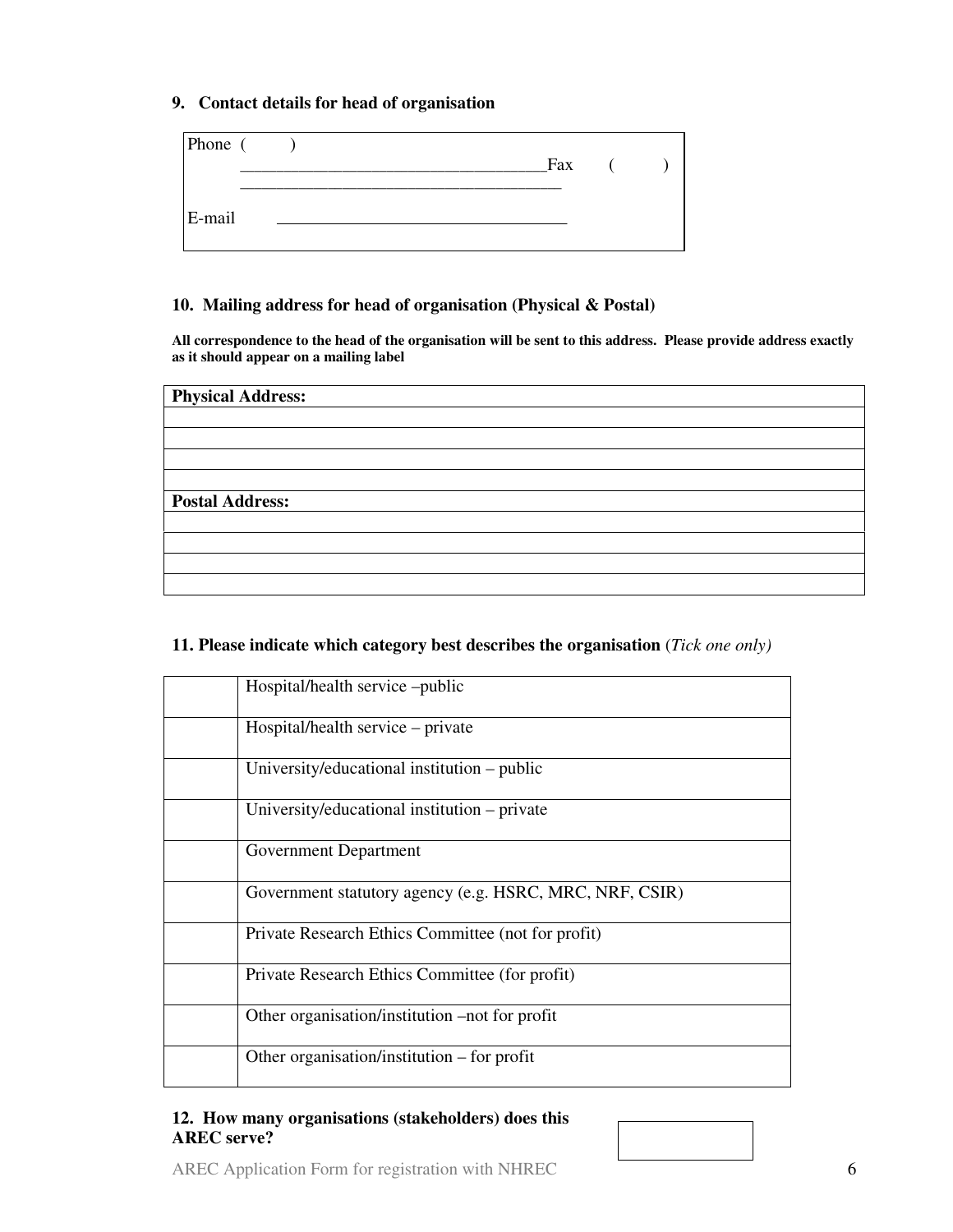**9. Contact details for head of organisation**

| Phone ( ) ____________________________________Fax ( ) ______________________________________ |
|---|
| E-mail __________________________________ |

**10. Mailing address for head of organisation (Physical & Postal)**

**All correspondence to the head of the organisation will be sent to this address. Please provide address exactly as it should appear on a mailing label**

| **Physical Address:** |
|---|
| |
| |
| |
| |
| **Postal Address:** |
| |
| |
| |
| |

**11. Please indicate which category best describes the organisation** (*Tick one only)*

| | |
|---|---|
| | Hospital/health service –public |
| | Hospital/health service – private |
| | University/educational institution – public |
| | University/educational institution – private |
| | Government Department |
| | Government statutory agency (e.g. HSRC, MRC, NRF, CSIR) |
| | Private Research Ethics Committee (not for profit) |
| | Private Research Ethics Committee (for profit) |
| | Other organisation/institution –not for profit |
| | Other organisation/institution – for profit |

**12. How many organisations (stakeholders) does this AREC serve?**

| |
|---|
| |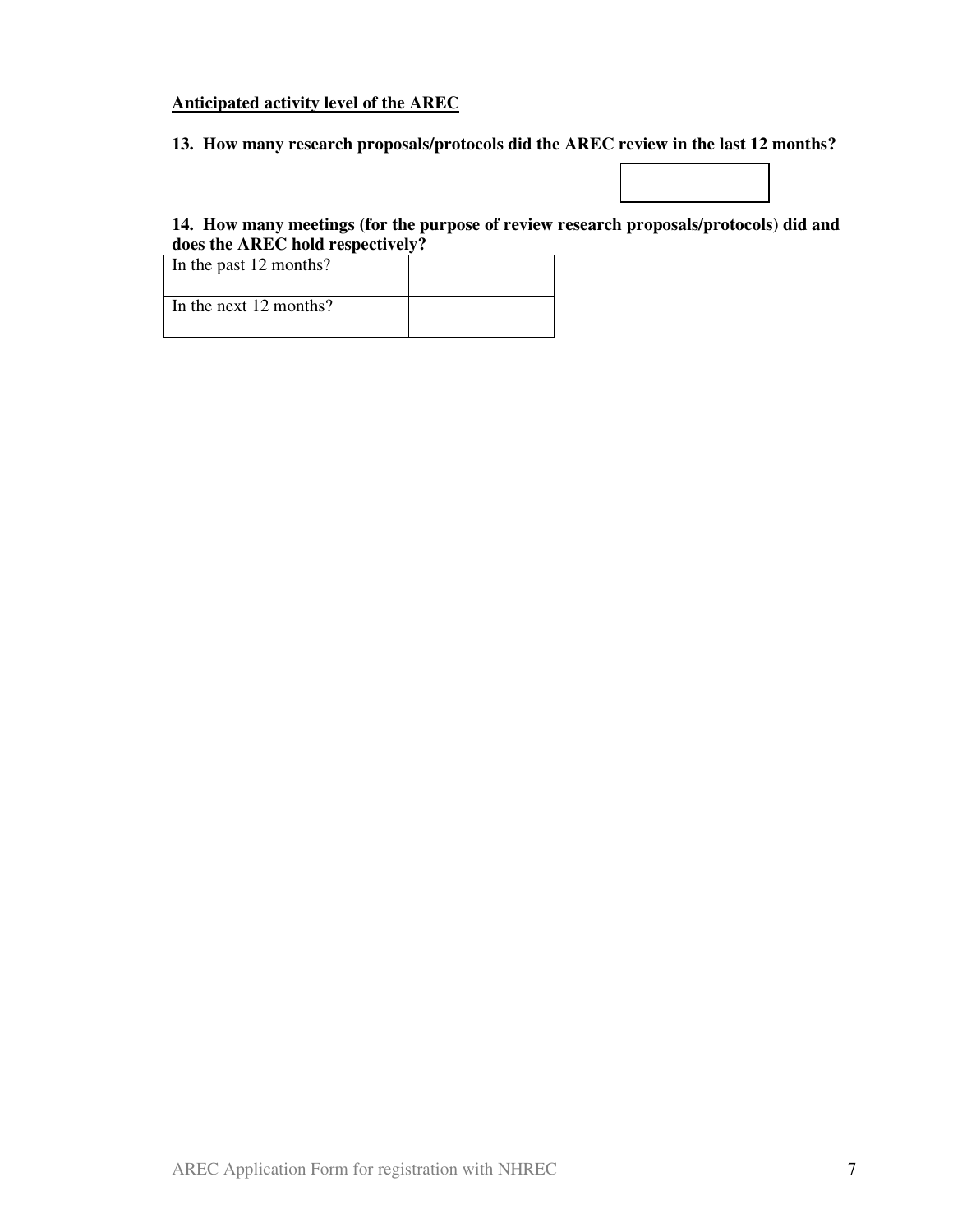**Anticipated activity level of the AREC**

**13. How many research proposals/protocols did the AREC review in the last 12 months?**

| |
|---|
| |

**14. How many meetings (for the purpose of review research proposals/protocols) did and does the AREC hold respectively?**

| | |
|---|---|
| In the past 12 months? | |
| In the next 12 months? | |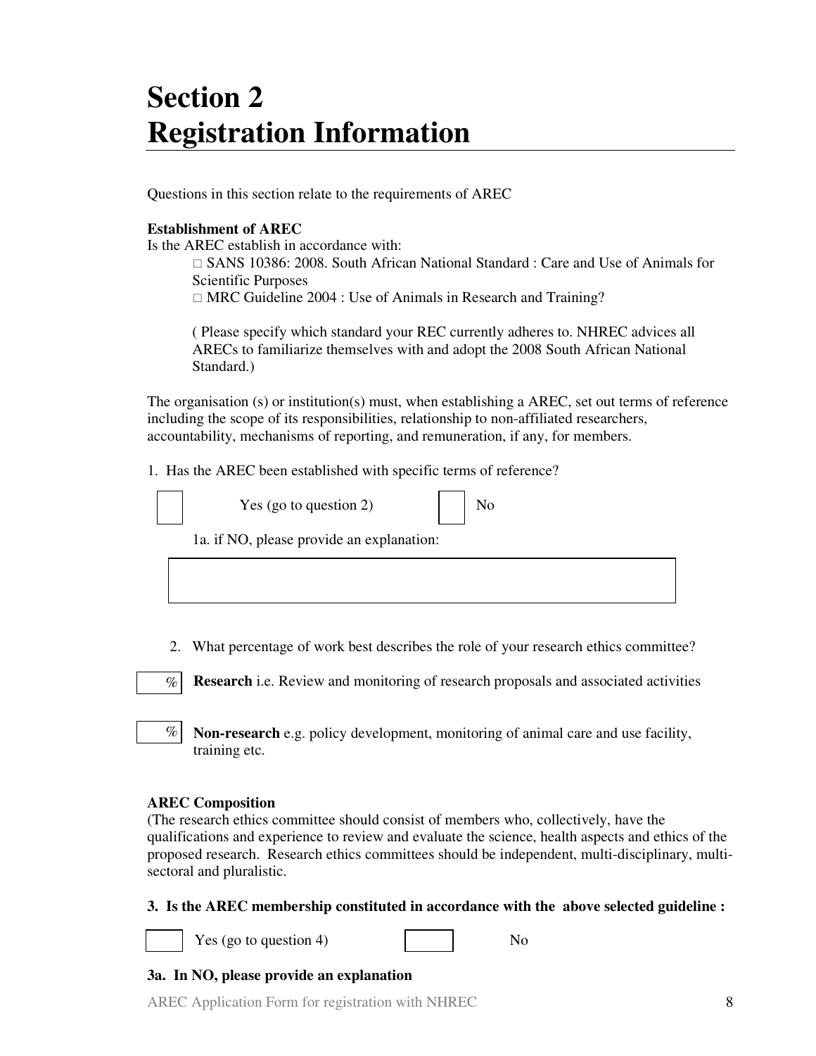# Section 2
# Registration Information

Questions in this section relate to the requirements of AREC

**Establishment of AREC**

Is the AREC establish in accordance with:

- □ SANS 10386: 2008. South African National Standard : Care and Use of Animals for Scientific Purposes
- □ MRC Guideline 2004 : Use of Animals in Research and Training?

( Please specify which standard your REC currently adheres to. NHREC advices all ARECs to familiarize themselves with and adopt the 2008 South African National Standard.)

The organisation (s) or institution(s) must, when establishing a AREC, set out terms of reference including the scope of its responsibilities, relationship to non-affiliated researchers, accountability, mechanisms of reporting, and remuneration, if any, for members.

1. Has the AREC been established with specific terms of reference?

☐ Yes (go to question 2) ☐ No

1a. if NO, please provide an explanation:

2. What percentage of work best describes the role of your research ethics committee?

___ % **Research** i.e. Review and monitoring of research proposals and associated activities

___ % **Non-research** e.g. policy development, monitoring of animal care and use facility, training etc.

**AREC Composition**

(The research ethics committee should consist of members who, collectively, have the qualifications and experience to review and evaluate the science, health aspects and ethics of the proposed research. Research ethics committees should be independent, multi-disciplinary, multi-sectoral and pluralistic.

**3. Is the AREC membership constituted in accordance with the above selected guideline :**

☐ Yes (go to question 4) ☐ No

**3a. In NO, please provide an explanation**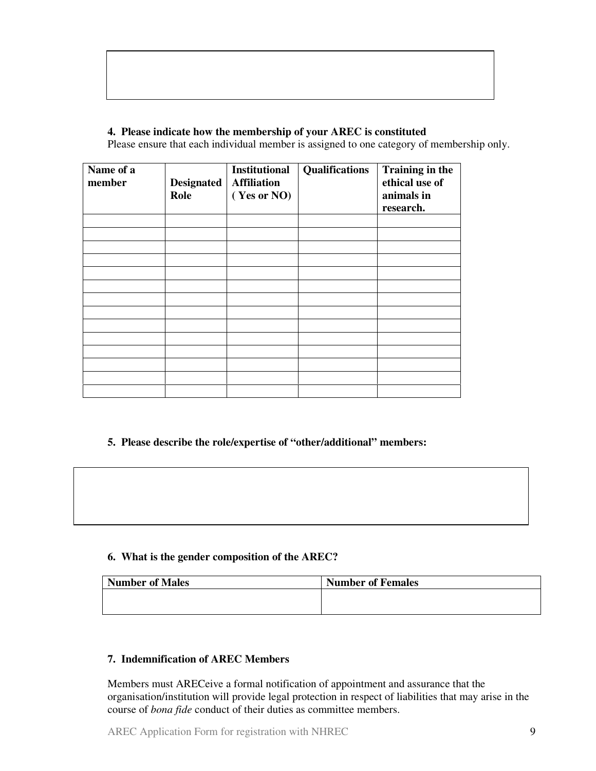**4. Please indicate how the membership of your AREC is constituted**

Please ensure that each individual member is assigned to one category of membership only.

| Name of a member | Designated Role | Institutional Affiliation ( Yes or NO) | Qualifications | Training in the ethical use of animals in research. |
|---|---|---|---|---|
| | | | | |
| | | | | |
| | | | | |
| | | | | |
| | | | | |
| | | | | |
| | | | | |
| | | | | |
| | | | | |
| | | | | |
| | | | | |
| | | | | |
| | | | | |
| | | | | |

**5. Please describe the role/expertise of "other/additional" members:**

**6. What is the gender composition of the AREC?**

| Number of Males | Number of Females |
|---|---|
| | |

**7. Indemnification of AREC Members**

Members must ARECeive a formal notification of appointment and assurance that the organisation/institution will provide legal protection in respect of liabilities that may arise in the course of *bona fide* conduct of their duties as committee members.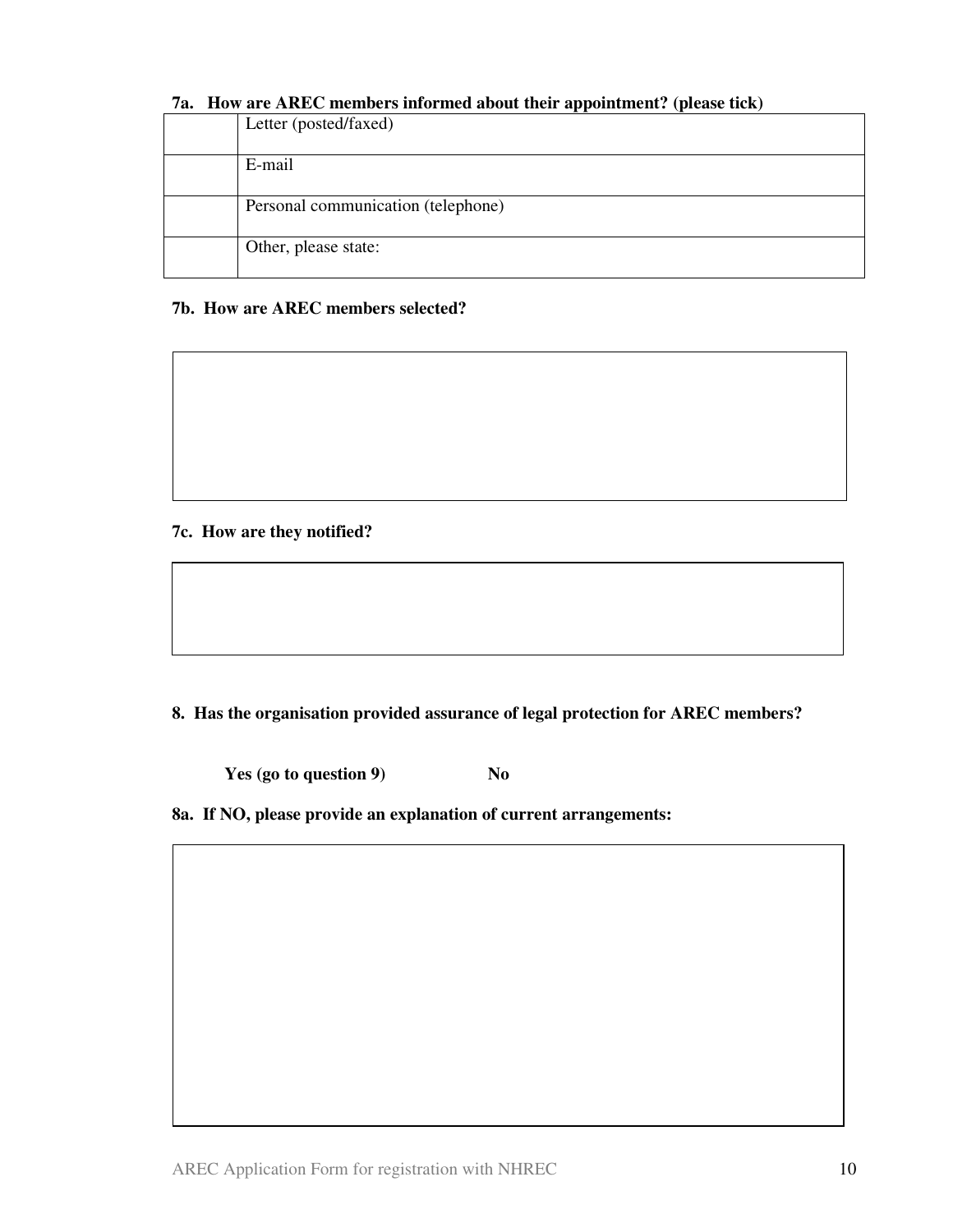**7a. How are AREC members informed about their appointment? (please tick)**

| | |
|---|---|
| | Letter (posted/faxed) |
| | E-mail |
| | Personal communication (telephone) |
| | Other, please state: |

**7b. How are AREC members selected?**

**7c. How are they notified?**

**8. Has the organisation provided assurance of legal protection for AREC members?**

**Yes (go to question 9)** **No**

**8a. If NO, please provide an explanation of current arrangements:**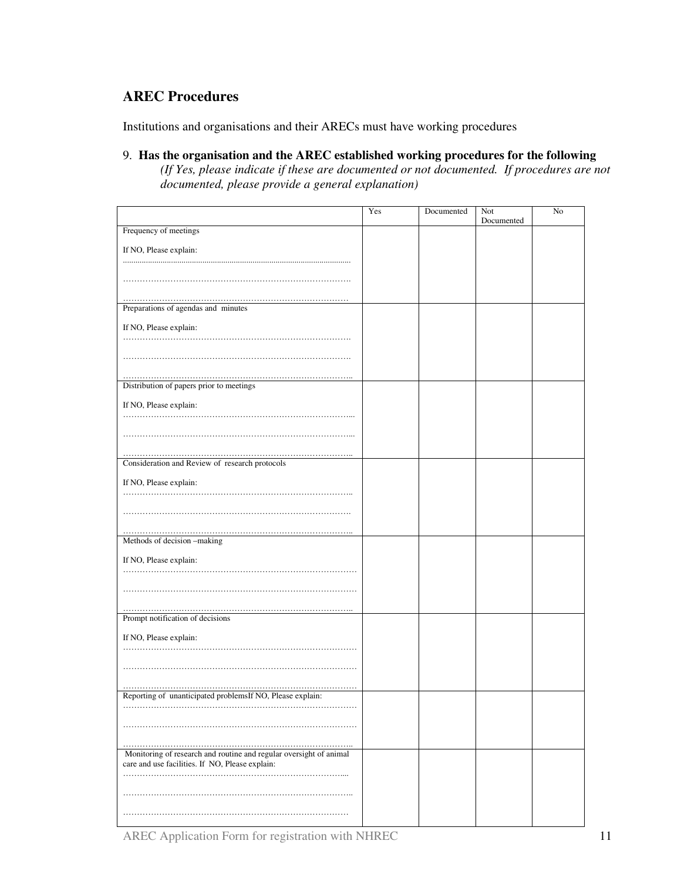## AREC Procedures

Institutions and organisations and their ARECs must have working procedures

9. **Has the organisation and the AREC established working procedures for the following**
   *(If Yes, please indicate if these are documented or not documented. If procedures are not documented, please provide a general explanation)*

| | Yes | Documented | Not Documented | No |
|---|---|---|---|---|
| Frequency of meetings<br><br>If NO, Please explain:<br>..........................................................................................................<br><br>…………………………………………………………………….<br><br>…………………………………………………………………… | | | | |
| Preparations of agendas and minutes<br><br>If NO, Please explain:<br>…………………………………………………………………….<br><br>…………………………………………………………………….<br><br>…………………………………………………………………….. | | | | |
| Distribution of papers prior to meetings<br><br>If NO, Please explain:<br>……………………………………………………………………...<br><br>……………………………………………………………………...<br><br>…………………………………………………………………….. | | | | |
| Consideration and Review of research protocols<br><br>If NO, Please explain:<br>……………………………………………………………………..<br><br>…………………………………………………………………….<br><br>…………………………………………………………………….. | | | | |
| Methods of decision –making<br><br>If NO, Please explain:<br>………………………………………………………………………<br><br>………………………………………………………………………<br><br>…………………………………………………………………….. | | | | |
| Prompt notification of decisions<br><br>If NO, Please explain:<br>………………………………………………………………………<br><br>………………………………………………………………………<br><br>……………………………………………………………………… | | | | |
| Reporting of unanticipated problemsIf NO, Please explain:<br>………………………………………………………………………<br><br>………………………………………………………………………<br><br>…………………………………………………………………….. | | | | |
| Monitoring of research and routine and regular oversight of animal care and use facilities. If NO, Please explain:<br>…………………………………………………………………....<br><br>……………………………………………………………………..<br><br>…………………………………………………………………… | | | | |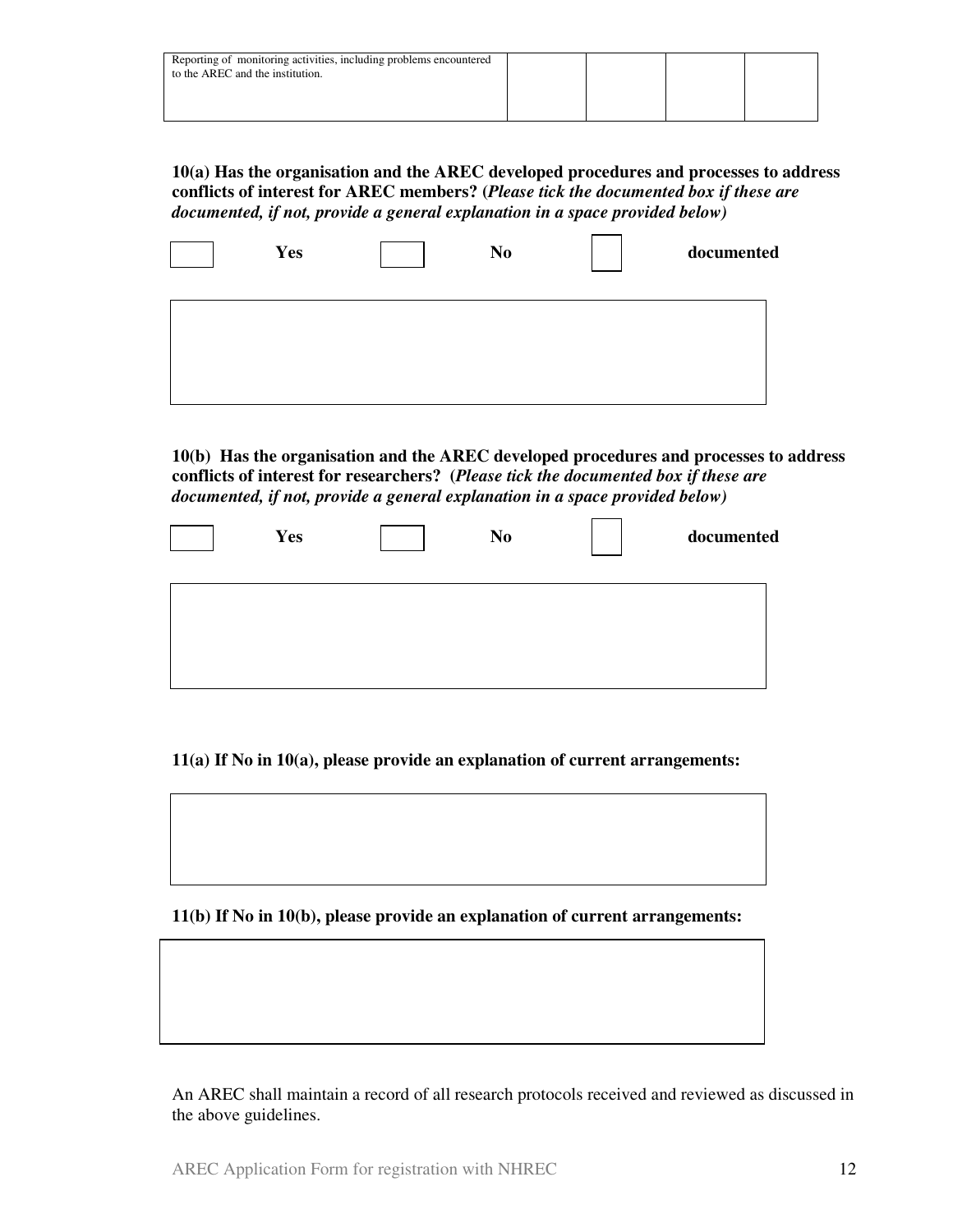| Reporting of monitoring activities, including problems encountered to the AREC and the institution. | | | | |
|---|---|---|---|---|

**10(a) Has the organisation and the AREC developed procedures and processes to address conflicts of interest for AREC members? (*Please tick the documented box if these are documented, if not, provide a general explanation in a space provided below)***

☐ **Yes** ☐ **No** ☐ **documented**

&nbsp;

**10(b) Has the organisation and the AREC developed procedures and processes to address conflicts of interest for researchers? (*Please tick the documented box if these are documented, if not, provide a general explanation in a space provided below)***

☐ **Yes** ☐ **No** ☐ **documented**

&nbsp;

**11(a) If No in 10(a), please provide an explanation of current arrangements:**

&nbsp;

**11(b) If No in 10(b), please provide an explanation of current arrangements:**

&nbsp;

An AREC shall maintain a record of all research protocols received and reviewed as discussed in the above guidelines.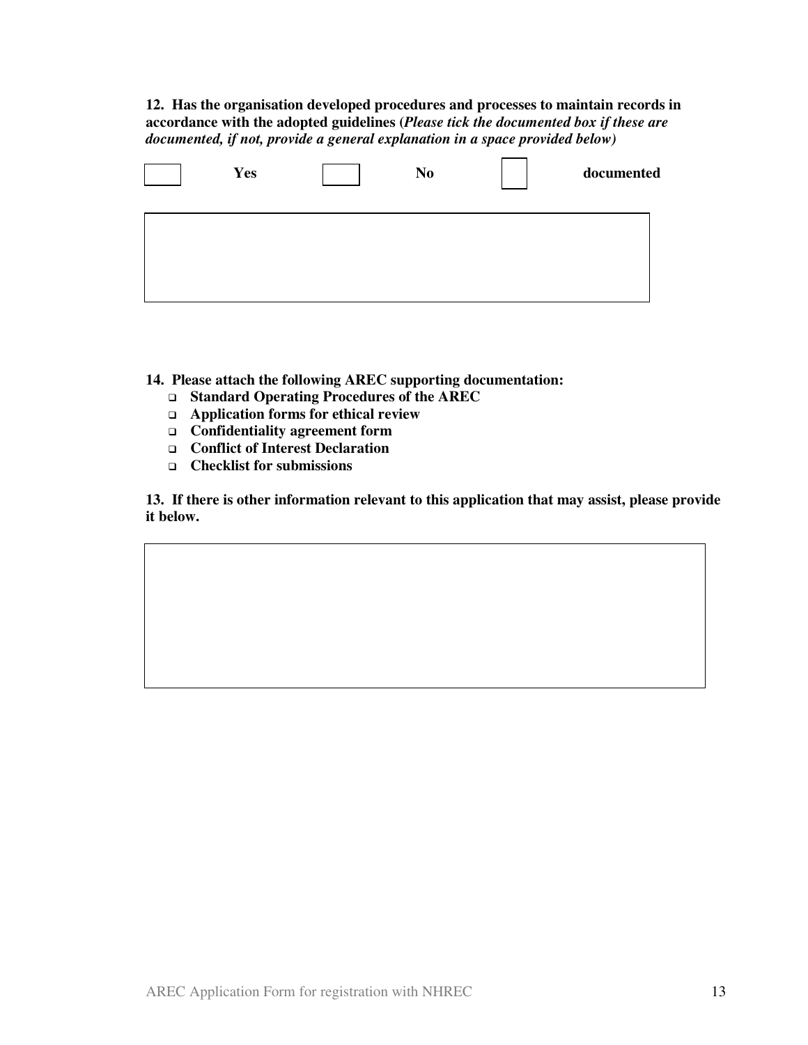**12. Has the organisation developed procedures and processes to maintain records in accordance with the adopted guidelines (*Please tick the documented box if these are documented, if not, provide a general explanation in a space provided below)***

☐ **Yes** ☐ **No** ☐ **documented**

**14. Please attach the following AREC supporting documentation:**

- ☐ **Standard Operating Procedures of the AREC**
- ☐ **Application forms for ethical review**
- ☐ **Confidentiality agreement form**
- ☐ **Conflict of Interest Declaration**
- ☐ **Checklist for submissions**

**13. If there is other information relevant to this application that may assist, please provide it below.**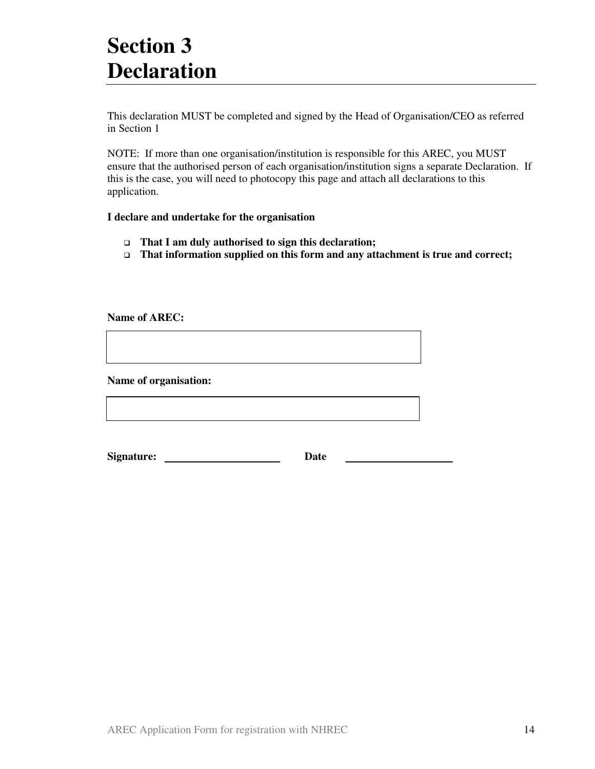# Section 3
# Declaration

This declaration MUST be completed and signed by the Head of Organisation/CEO as referred in Section 1

NOTE: If more than one organisation/institution is responsible for this AREC, you MUST ensure that the authorised person of each organisation/institution signs a separate Declaration. If this is the case, you will need to photocopy this page and attach all declarations to this application.

**I declare and undertake for the organisation**

- **That I am duly authorised to sign this declaration;**
- **That information supplied on this form and any attachment is true and correct;**

**Name of AREC:**

| |
|---|
| |

**Name of organisation:**

| |
|---|
| |

**Signature:** \_\_\_\_\_\_\_\_\_\_\_\_\_\_\_\_\_\_\_\_ **Date** \_\_\_\_\_\_\_\_\_\_\_\_\_\_\_\_\_\_\_\_